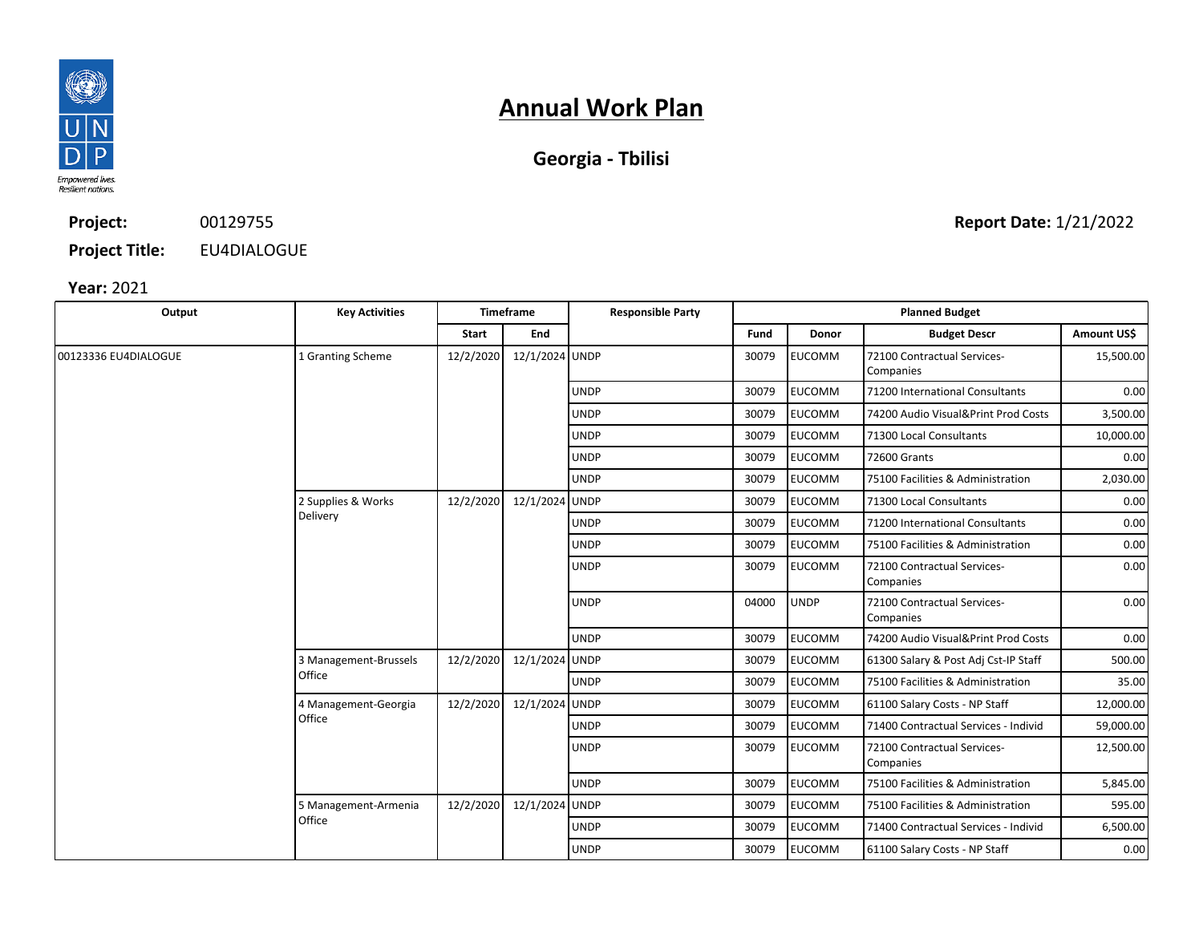# Annual Work Plan

## Georgia - Tbilisi

**Project:** 00129755

**Project Title:** EU4DIALOGUE

**Report Date:** 1/21/2022

**Year:** 2021

| Output | Key Activities | Timeframe | | Responsible Party | Planned Budget | | | |
|---|---|---|---|---|---|---|---|---|
| | | Start | End | | Fund | Donor | Budget Descr | Amount US$ |
| 00123336 EU4DIALOGUE | 1 Granting Scheme | 12/2/2020 | 12/1/2024 | UNDP | 30079 | EUCOMM | 72100 Contractual Services-Companies | 15,500.00 |
| | | | | UNDP | 30079 | EUCOMM | 71200 International Consultants | 0.00 |
| | | | | UNDP | 30079 | EUCOMM | 74200 Audio Visual&Print Prod Costs | 3,500.00 |
| | | | | UNDP | 30079 | EUCOMM | 71300 Local Consultants | 10,000.00 |
| | | | | UNDP | 30079 | EUCOMM | 72600 Grants | 0.00 |
| | | | | UNDP | 30079 | EUCOMM | 75100 Facilities & Administration | 2,030.00 |
| | 2 Supplies & Works Delivery | 12/2/2020 | 12/1/2024 | UNDP | 30079 | EUCOMM | 71300 Local Consultants | 0.00 |
| | | | | UNDP | 30079 | EUCOMM | 71200 International Consultants | 0.00 |
| | | | | UNDP | 30079 | EUCOMM | 75100 Facilities & Administration | 0.00 |
| | | | | UNDP | 30079 | EUCOMM | 72100 Contractual Services-Companies | 0.00 |
| | | | | UNDP | 04000 | UNDP | 72100 Contractual Services-Companies | 0.00 |
| | | | | UNDP | 30079 | EUCOMM | 74200 Audio Visual&Print Prod Costs | 0.00 |
| | 3 Management-Brussels Office | 12/2/2020 | 12/1/2024 | UNDP | 30079 | EUCOMM | 61300 Salary & Post Adj Cst-IP Staff | 500.00 |
| | | | | UNDP | 30079 | EUCOMM | 75100 Facilities & Administration | 35.00 |
| | 4 Management-Georgia Office | 12/2/2020 | 12/1/2024 | UNDP | 30079 | EUCOMM | 61100 Salary Costs - NP Staff | 12,000.00 |
| | | | | UNDP | 30079 | EUCOMM | 71400 Contractual Services - Individ | 59,000.00 |
| | | | | UNDP | 30079 | EUCOMM | 72100 Contractual Services-Companies | 12,500.00 |
| | | | | UNDP | 30079 | EUCOMM | 75100 Facilities & Administration | 5,845.00 |
| | 5 Management-Armenia Office | 12/2/2020 | 12/1/2024 | UNDP | 30079 | EUCOMM | 75100 Facilities & Administration | 595.00 |
| | | | | UNDP | 30079 | EUCOMM | 71400 Contractual Services - Individ | 6,500.00 |
| | | | | UNDP | 30079 | EUCOMM | 61100 Salary Costs - NP Staff | 0.00 |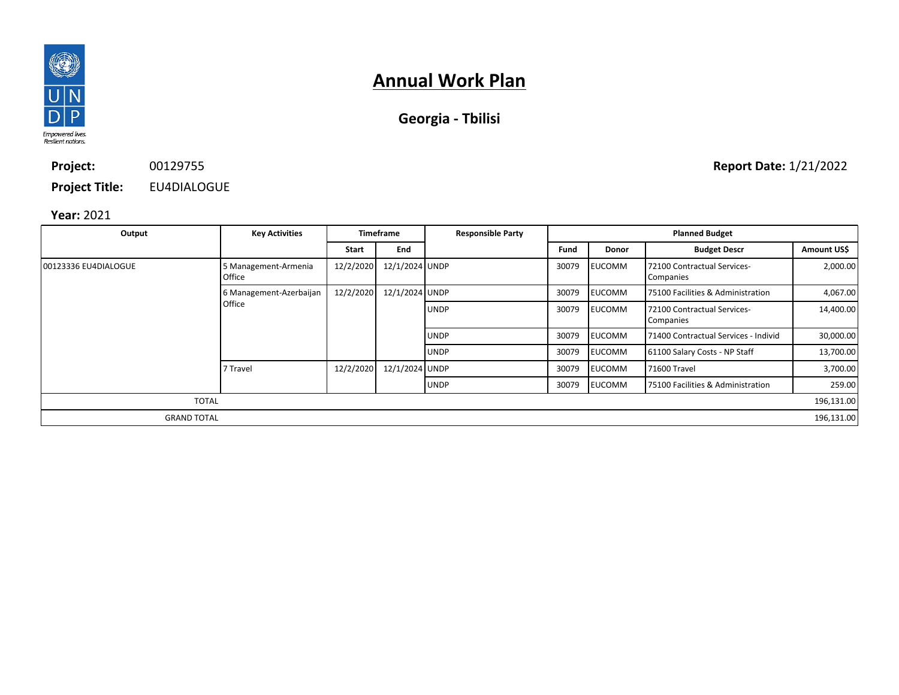# Annual Work Plan

## Georgia - Tbilisi

**Project:** 00129755

**Project Title:** EU4DIALOGUE

**Report Date:** 1/21/2022

**Year:** 2021

| Output | Key Activities | Timeframe | | Responsible Party | Planned Budget | | | |
|---|---|---|---|---|---|---|---|---|
| | | Start | End | | Fund | Donor | Budget Descr | Amount US$ |
| 00123336 EU4DIALOGUE | 5 Management-Armenia Office | 12/2/2020 | 12/1/2024 | UNDP | 30079 | EUCOMM | 72100 Contractual Services-Companies | 2,000.00 |
| | 6 Management-Azerbaijan Office | 12/2/2020 | 12/1/2024 | UNDP | 30079 | EUCOMM | 75100 Facilities & Administration | 4,067.00 |
| | | | | UNDP | 30079 | EUCOMM | 72100 Contractual Services-Companies | 14,400.00 |
| | | | | UNDP | 30079 | EUCOMM | 71400 Contractual Services - Individ | 30,000.00 |
| | | | | UNDP | 30079 | EUCOMM | 61100 Salary Costs - NP Staff | 13,700.00 |
| | 7 Travel | 12/2/2020 | 12/1/2024 | UNDP | 30079 | EUCOMM | 71600 Travel | 3,700.00 |
| | | | | UNDP | 30079 | EUCOMM | 75100 Facilities & Administration | 259.00 |
| TOTAL | | | | | | | | 196,131.00 |
| GRAND TOTAL | | | | | | | | 196,131.00 |